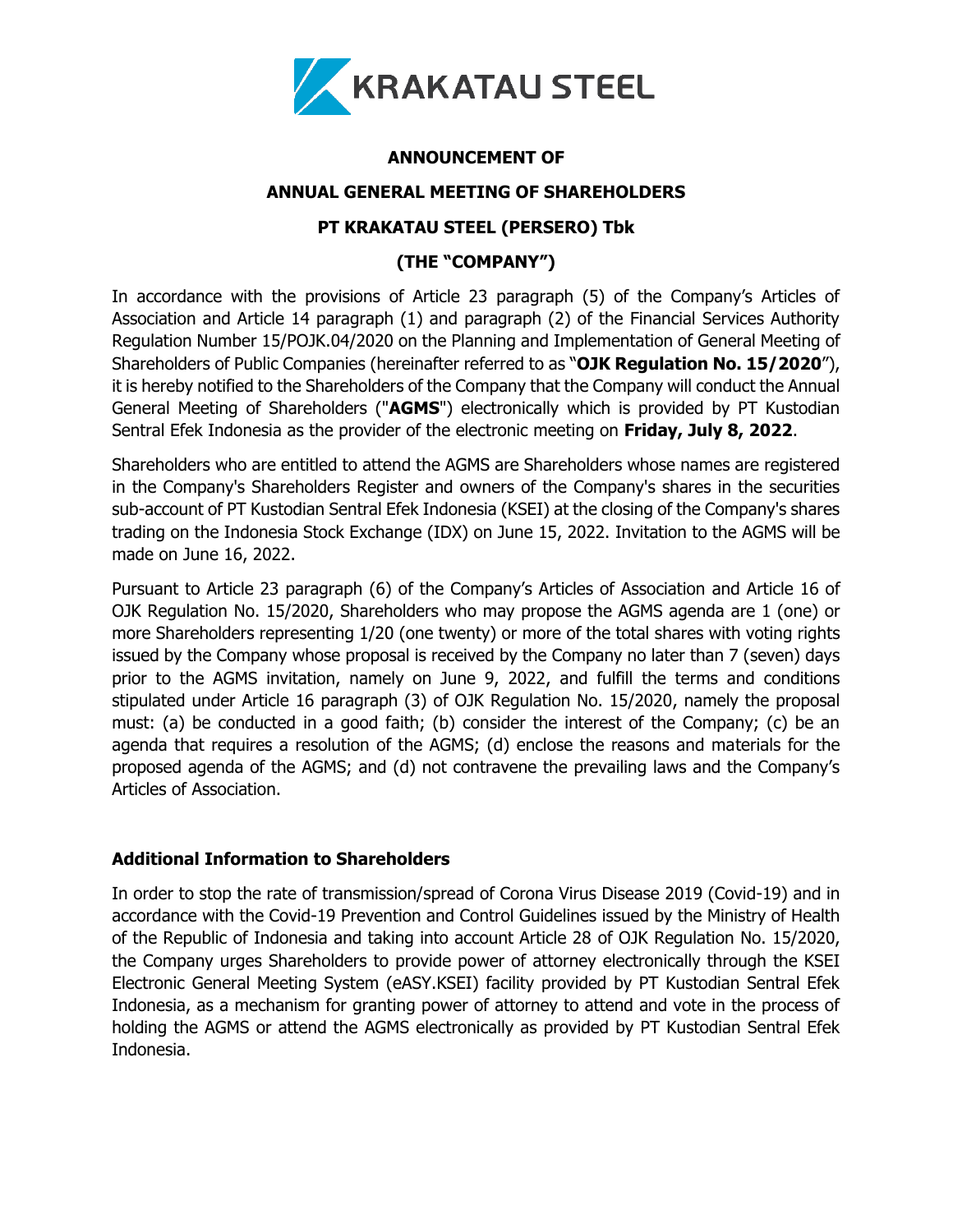KRAKATAU STEEL

# ANNOUNCEMENT OF

# ANNUAL GENERAL MEETING OF SHAREHOLDERS

# PT KRAKATAU STEEL (PERSERO) Tbk

# (THE "COMPANY")

In accordance with the provisions of Article 23 paragraph (5) of the Company's Articles of Association and Article 14 paragraph (1) and paragraph (2) of the Financial Services Authority Regulation Number 15/POJK.04/2020 on the Planning and Implementation of General Meeting of Shareholders of Public Companies (hereinafter referred to as "**OJK Regulation No. 15/2020**"), it is hereby notified to the Shareholders of the Company that the Company will conduct the Annual General Meeting of Shareholders ("**AGMS**") electronically which is provided by PT Kustodian Sentral Efek Indonesia as the provider of the electronic meeting on **Friday, July 8, 2022**.

Shareholders who are entitled to attend the AGMS are Shareholders whose names are registered in the Company's Shareholders Register and owners of the Company's shares in the securities sub-account of PT Kustodian Sentral Efek Indonesia (KSEI) at the closing of the Company's shares trading on the Indonesia Stock Exchange (IDX) on June 15, 2022. Invitation to the AGMS will be made on June 16, 2022.

Pursuant to Article 23 paragraph (6) of the Company's Articles of Association and Article 16 of OJK Regulation No. 15/2020, Shareholders who may propose the AGMS agenda are 1 (one) or more Shareholders representing 1/20 (one twenty) or more of the total shares with voting rights issued by the Company whose proposal is received by the Company no later than 7 (seven) days prior to the AGMS invitation, namely on June 9, 2022, and fulfill the terms and conditions stipulated under Article 16 paragraph (3) of OJK Regulation No. 15/2020, namely the proposal must: (a) be conducted in a good faith; (b) consider the interest of the Company; (c) be an agenda that requires a resolution of the AGMS; (d) enclose the reasons and materials for the proposed agenda of the AGMS; and (d) not contravene the prevailing laws and the Company's Articles of Association.

## Additional Information to Shareholders

In order to stop the rate of transmission/spread of Corona Virus Disease 2019 (Covid-19) and in accordance with the Covid-19 Prevention and Control Guidelines issued by the Ministry of Health of the Republic of Indonesia and taking into account Article 28 of OJK Regulation No. 15/2020, the Company urges Shareholders to provide power of attorney electronically through the KSEI Electronic General Meeting System (eASY.KSEI) facility provided by PT Kustodian Sentral Efek Indonesia, as a mechanism for granting power of attorney to attend and vote in the process of holding the AGMS or attend the AGMS electronically as provided by PT Kustodian Sentral Efek Indonesia.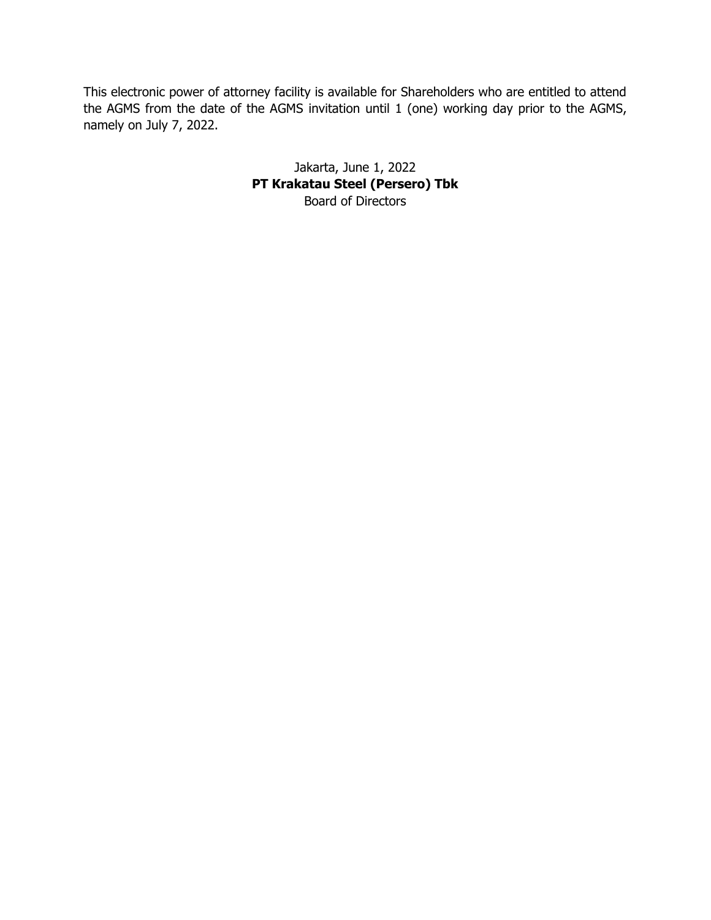This electronic power of attorney facility is available for Shareholders who are entitled to attend the AGMS from the date of the AGMS invitation until 1 (one) working day prior to the AGMS, namely on July 7, 2022.

Jakarta, June 1, 2022
**PT Krakatau Steel (Persero) Tbk**
Board of Directors